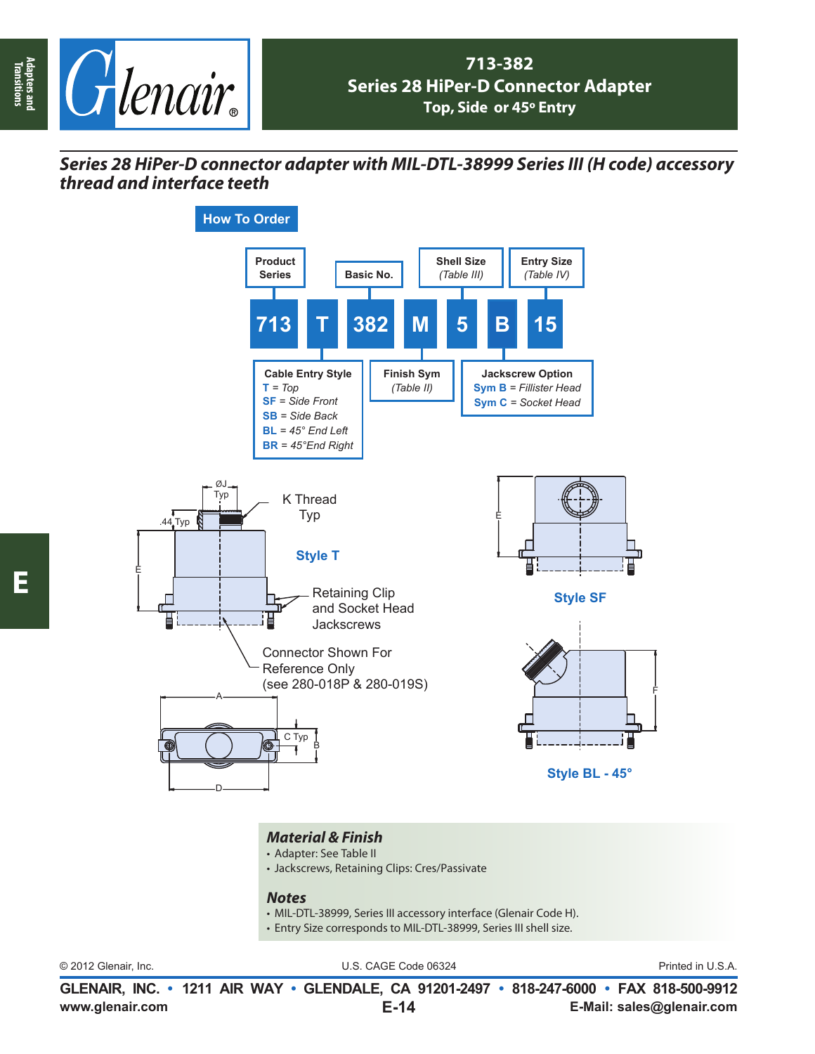# 713-382
## Series 28 HiPer-D Connector Adapter
### Top, Side or 45° Entry

***Series 28 HiPer-D connector adapter with MIL-DTL-38999 Series III (H code) accessory thread and interface teeth***

## How To Order

| 713 | T | 382 | M | 5 | B | 15 |
|---|---|---|---|---|---|---|
| Product Series | Cable Entry Style | Basic No. | Finish Sym (Table II) | Shell Size (Table III) | Jackscrew Option | Entry Size (Table IV) |

**Cable Entry Style**
- **T** = *Top*
- **SF** = *Side Front*
- **SB** = *Side Back*
- **BL** = *45° End Left*
- **BR** = *45°End Right*

**Jackscrew Option**
- **Sym B** = *Fillister Head*
- **Sym C** = *Socket Head*

ØJ Typ

.44 Typ

K Thread Typ

E

**Style T**

Retaining Clip and Socket Head Jackscrews

Connector Shown For Reference Only (see 280-018P & 280-019S)

A

C Typ

B

D

E

**Style SF**

F

**Style BL - 45°**

### *Material & Finish*
- Adapter: See Table II
- Jackscrews, Retaining Clips: Cres/Passivate

### *Notes*
- MIL-DTL-38999, Series III accessory interface (Glenair Code H).
- Entry Size corresponds to MIL-DTL-38999, Series III shell size.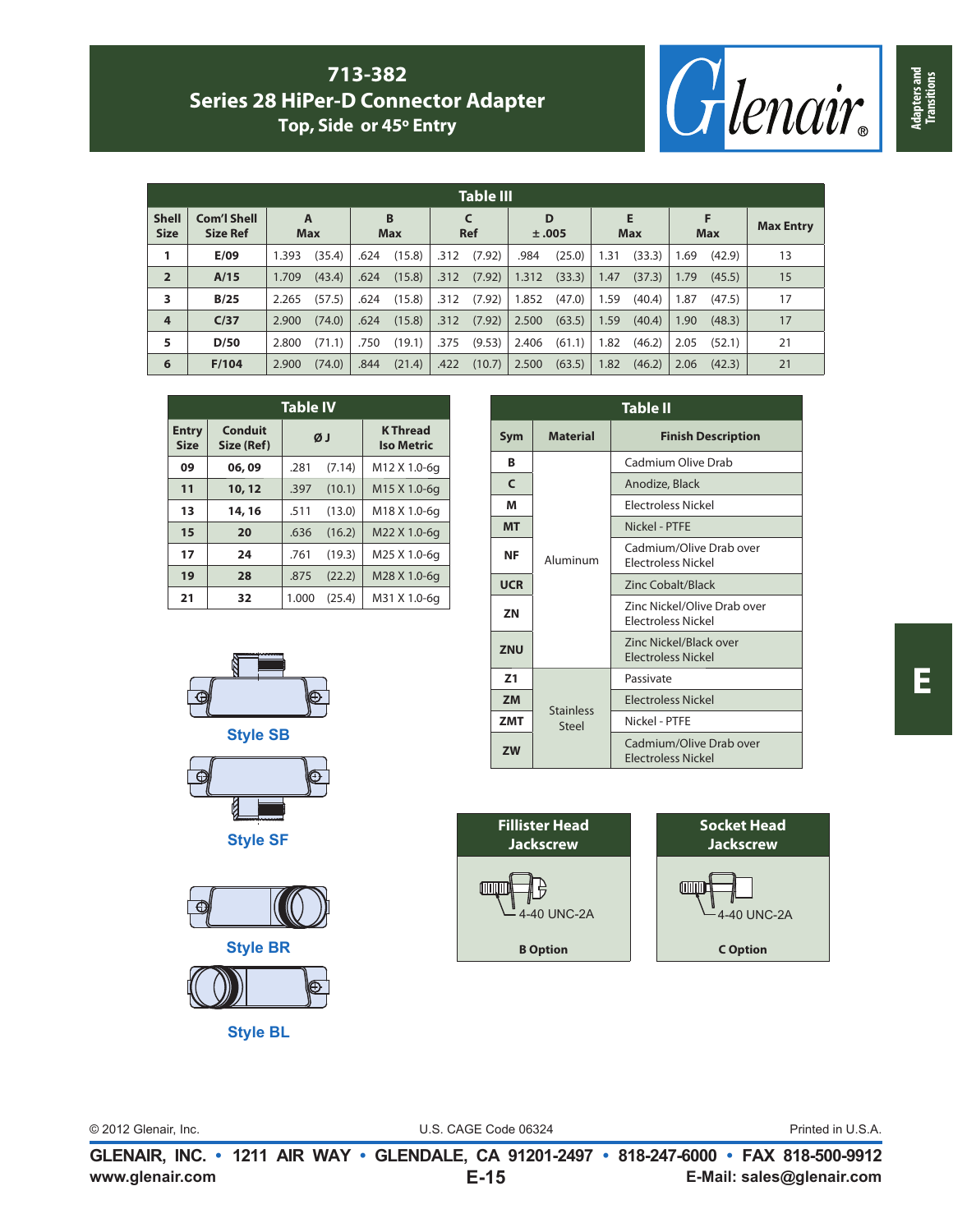# 713-382
## Series 28 HiPer-D Connector Adapter
### Top, Side or 45º Entry

**Table III**

| Shell Size | Com'l Shell Size Ref | A Max | | B Max | | C Ref | | D ± .005 | | E Max | | F Max | | Max Entry |
|---|---|---|---|---|---|---|---|---|---|---|---|---|---|---|
| 1 | E/09 | 1.393 | (35.4) | .624 | (15.8) | .312 | (7.92) | .984 | (25.0) | 1.31 | (33.3) | 1.69 | (42.9) | 13 |
| 2 | A/15 | 1.709 | (43.4) | .624 | (15.8) | .312 | (7.92) | 1.312 | (33.3) | 1.47 | (37.3) | 1.79 | (45.5) | 15 |
| 3 | B/25 | 2.265 | (57.5) | .624 | (15.8) | .312 | (7.92) | 1.852 | (47.0) | 1.59 | (40.4) | 1.87 | (47.5) | 17 |
| 4 | C/37 | 2.900 | (74.0) | .624 | (15.8) | .312 | (7.92) | 2.500 | (63.5) | 1.59 | (40.4) | 1.90 | (48.3) | 17 |
| 5 | D/50 | 2.800 | (71.1) | .750 | (19.1) | .375 | (9.53) | 2.406 | (61.1) | 1.82 | (46.2) | 2.05 | (52.1) | 21 |
| 6 | F/104 | 2.900 | (74.0) | .844 | (21.4) | .422 | (10.7) | 2.500 | (63.5) | 1.82 | (46.2) | 2.06 | (42.3) | 21 |

**Table IV**

| Entry Size | Conduit Size (Ref) | Ø J | | K Thread Iso Metric |
|---|---|---|---|---|
| 09 | 06, 09 | .281 | (7.14) | M12 X 1.0-6g |
| 11 | 10, 12 | .397 | (10.1) | M15 X 1.0-6g |
| 13 | 14, 16 | .511 | (13.0) | M18 X 1.0-6g |
| 15 | 20 | .636 | (16.2) | M22 X 1.0-6g |
| 17 | 24 | .761 | (19.3) | M25 X 1.0-6g |
| 19 | 28 | .875 | (22.2) | M28 X 1.0-6g |
| 21 | 32 | 1.000 | (25.4) | M31 X 1.0-6g |

**Table II**

| Sym | Material | Finish Description |
|---|---|---|
| B | Aluminum | Cadmium Olive Drab |
| C | Aluminum | Anodize, Black |
| M | Aluminum | Electroless Nickel |
| MT | Aluminum | Nickel - PTFE |
| NF | Aluminum | Cadmium/Olive Drab over Electroless Nickel |
| UCR | Aluminum | Zinc Cobalt/Black |
| ZN | Aluminum | Zinc Nickel/Olive Drab over Electroless Nickel |
| ZNU | Aluminum | Zinc Nickel/Black over Electroless Nickel |
| Z1 | Stainless Steel | Passivate |
| ZM | Stainless Steel | Electroless Nickel |
| ZMT | Stainless Steel | Nickel - PTFE |
| ZW | Stainless Steel | Cadmium/Olive Drab over Electroless Nickel |

Style SB

Style SF

Style BR

Style BL

**Fillister Head Jackscrew**

4-40 UNC-2A

**B Option**

**Socket Head Jackscrew**

4-40 UNC-2A

**C Option**

© 2012 Glenair, Inc. U.S. CAGE Code 06324 Printed in U.S.A.

**GLENAIR, INC. • 1211 AIR WAY • GLENDALE, CA 91201-2497 • 818-247-6000 • FAX 818-500-9912**
**www.glenair.com** **E-Mail: sales@glenair.com**